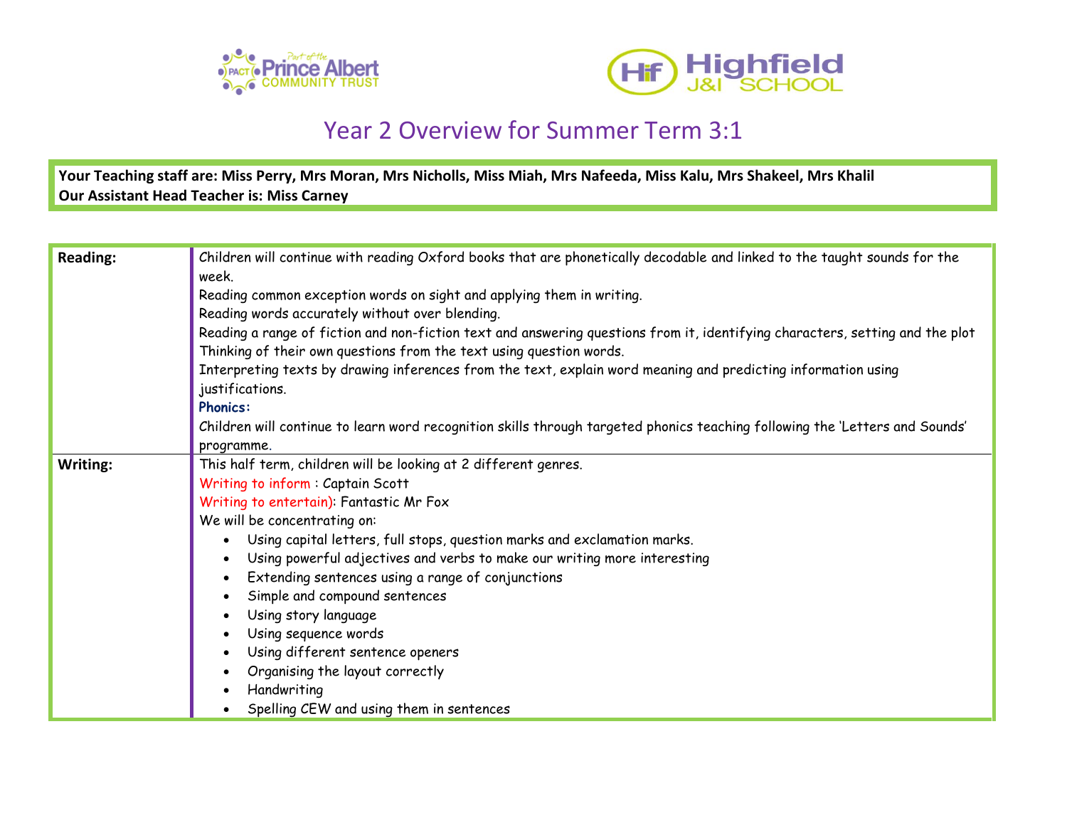# Year 2 Overview for Summer Term 3:1

**Your Teaching staff are: Miss Perry, Mrs Moran, Mrs Nicholls, Miss Miah, Mrs Nafeeda, Miss Kalu, Mrs Shakeel, Mrs Khalil**
**Our Assistant Head Teacher is: Miss Carney**

| | |
|---|---|
| **Reading:** | Children will continue with reading Oxford books that are phonetically decodable and linked to the taught sounds for the week.<br>Reading common exception words on sight and applying them in writing.<br>Reading words accurately without over blending.<br>Reading a range of fiction and non-fiction text and answering questions from it, identifying characters, setting and the plot<br>Thinking of their own questions from the text using question words.<br>Interpreting texts by drawing inferences from the text, explain word meaning and predicting information using justifications.<br>**Phonics:**<br>Children will continue to learn word recognition skills through targeted phonics teaching following the 'Letters and Sounds' programme. |
| **Writing:** | This half term, children will be looking at 2 different genres.<br>Writing to inform : Captain Scott<br>Writing to entertain): Fantastic Mr Fox<br>We will be concentrating on:<br>• Using capital letters, full stops, question marks and exclamation marks.<br>• Using powerful adjectives and verbs to make our writing more interesting<br>• Extending sentences using a range of conjunctions<br>• Simple and compound sentences<br>• Using story language<br>• Using sequence words<br>• Using different sentence openers<br>• Organising the layout correctly<br>• Handwriting<br>• Spelling CEW and using them in sentences |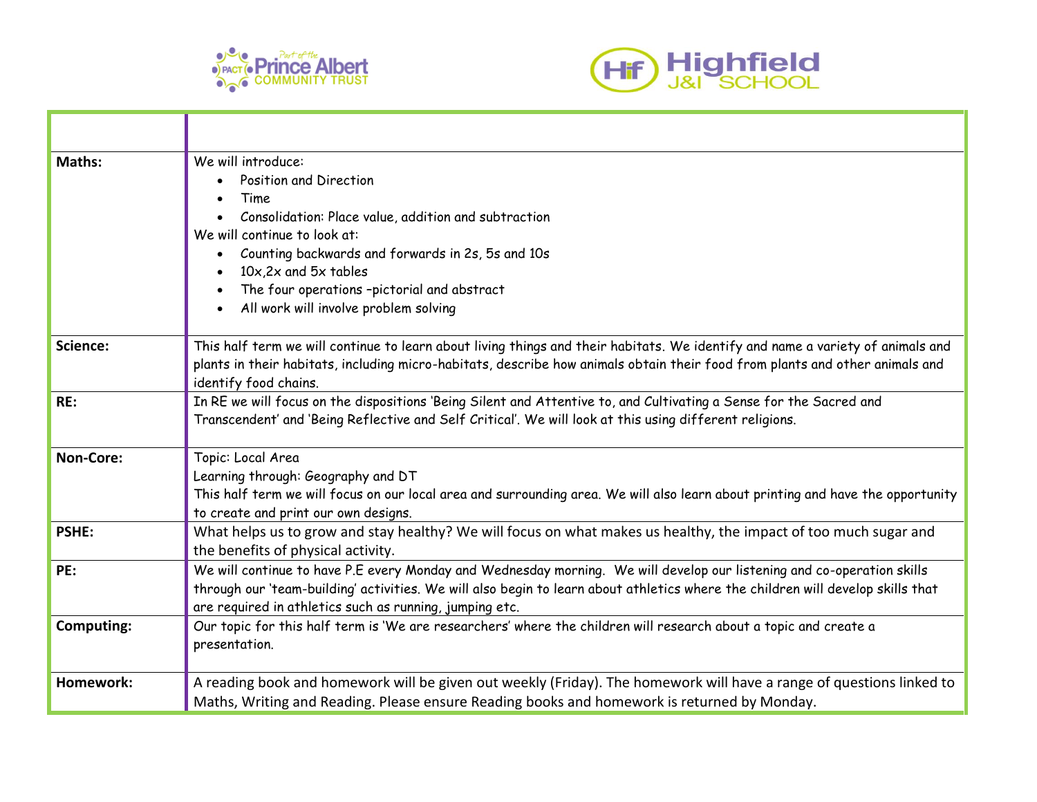| | |
|---|---|
| **Maths:** | We will introduce:<br>• Position and Direction<br>• Time<br>• Consolidation: Place value, addition and subtraction<br>We will continue to look at:<br>• Counting backwards and forwards in 2s, 5s and 10s<br>• 10x,2x and 5x tables<br>• The four operations –pictorial and abstract<br>• All work will involve problem solving |
| **Science:** | This half term we will continue to learn about living things and their habitats. We identify and name a variety of animals and plants in their habitats, including micro-habitats, describe how animals obtain their food from plants and other animals and identify food chains. |
| **RE:** | In RE we will focus on the dispositions 'Being Silent and Attentive to, and Cultivating a Sense for the Sacred and Transcendent' and 'Being Reflective and Self Critical'. We will look at this using different religions. |
| **Non-Core:** | Topic: Local Area<br>Learning through: Geography and DT<br>This half term we will focus on our local area and surrounding area. We will also learn about printing and have the opportunity to create and print our own designs. |
| **PSHE:** | What helps us to grow and stay healthy? We will focus on what makes us healthy, the impact of too much sugar and the benefits of physical activity. |
| **PE:** | We will continue to have P.E every Monday and Wednesday morning. We will develop our listening and co-operation skills through our 'team-building' activities. We will also begin to learn about athletics where the children will develop skills that are required in athletics such as running, jumping etc. |
| **Computing:** | Our topic for this half term is 'We are researchers' where the children will research about a topic and create a presentation. |
| **Homework:** | A reading book and homework will be given out weekly (Friday). The homework will have a range of questions linked to Maths, Writing and Reading. Please ensure Reading books and homework is returned by Monday. |